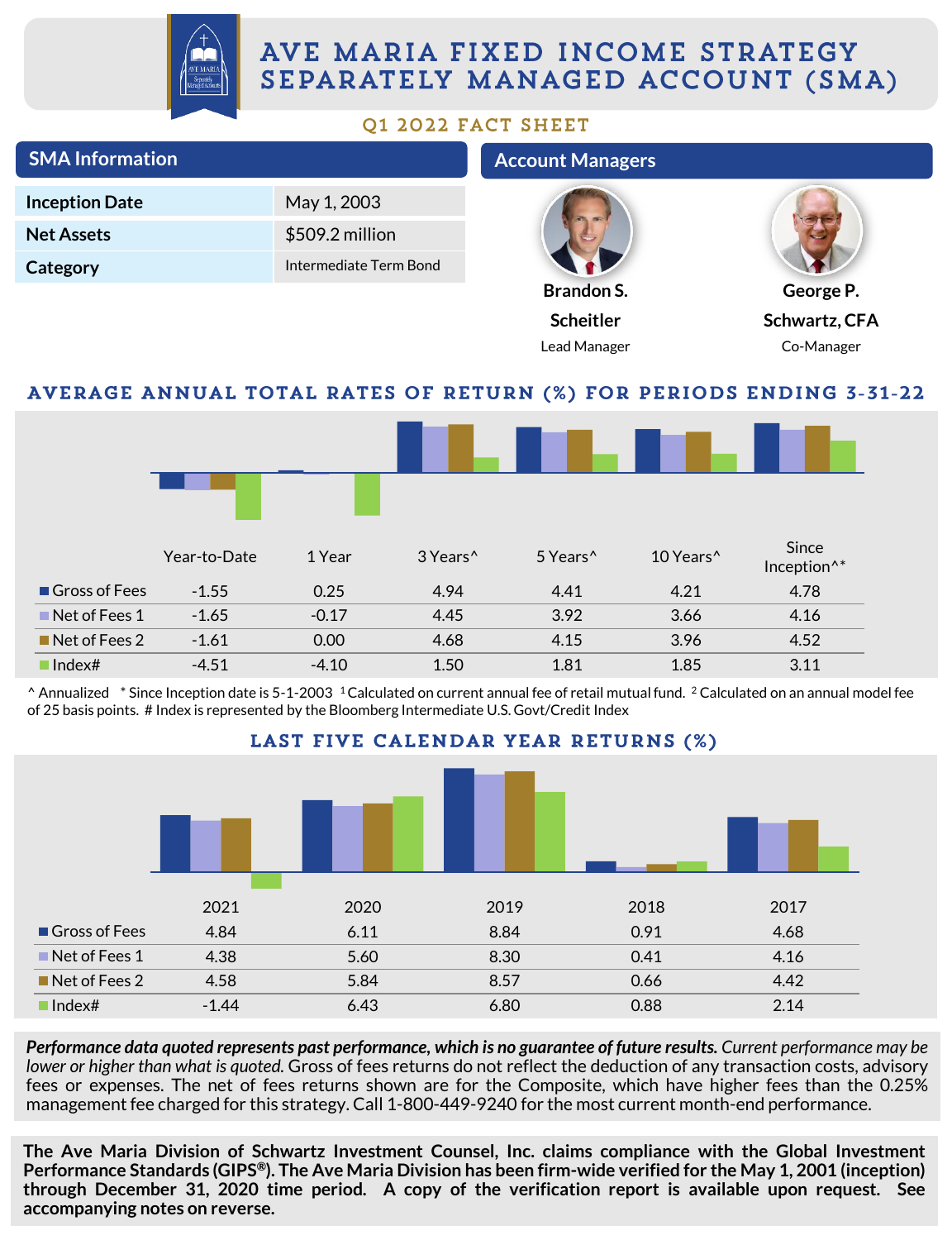# AVE MARIA FIXED INCOME STRATEGY SEPARATELY MANAGED ACCOUNT (SMA)

## Q1 2022 FACT SHEET

## SMA Information

| | |
|---|---|
| **Inception Date** | May 1, 2003 |
| **Net Assets** | $509.2 million |
| **Category** | Intermediate Term Bond |

## Account Managers

**Brandon S. Scheitler**
Lead Manager

**George P. Schwartz, CFA**
Co-Manager

## AVERAGE ANNUAL TOTAL RATES OF RETURN (%) FOR PERIODS ENDING 3-31-22

| | Year-to-Date | 1 Year | 3 Years^ | 5 Years^ | 10 Years^ | Since Inception^* |
|---|---|---|---|---|---|---|
| Gross of Fees | -1.55 | 0.25 | 4.94 | 4.41 | 4.21 | 4.78 |
| Net of Fees 1 | -1.65 | -0.17 | 4.45 | 3.92 | 3.66 | 4.16 |
| Net of Fees 2 | -1.61 | 0.00 | 4.68 | 4.15 | 3.96 | 4.52 |
| Index# | -4.51 | -4.10 | 1.50 | 1.81 | 1.85 | 3.11 |

^ Annualized * Since Inception date is 5-1-2003 [1] Calculated on current annual fee of retail mutual fund. [2] Calculated on an annual model fee of 25 basis points. # Index is represented by the Bloomberg Intermediate U.S. Govt/Credit Index

## LAST FIVE CALENDAR YEAR RETURNS (%)

| | 2021 | 2020 | 2019 | 2018 | 2017 |
|---|---|---|---|---|---|
| Gross of Fees | 4.84 | 6.11 | 8.84 | 0.91 | 4.68 |
| Net of Fees 1 | 4.38 | 5.60 | 8.30 | 0.41 | 4.16 |
| Net of Fees 2 | 4.58 | 5.84 | 8.57 | 0.66 | 4.42 |
| Index# | -1.44 | 6.43 | 6.80 | 0.88 | 2.14 |

***Performance data quoted represents past performance, which is no guarantee of future results.*** *Current performance may be lower or higher than what is quoted.* Gross of fees returns do not reflect the deduction of any transaction costs, advisory fees or expenses. The net of fees returns shown are for the Composite, which have higher fees than the 0.25% management fee charged for this strategy. Call 1-800-449-9240 for the most current month-end performance.

**The Ave Maria Division of Schwartz Investment Counsel, Inc. claims compliance with the Global Investment Performance Standards (GIPS®). The Ave Maria Division has been firm-wide verified for the May 1, 2001 (inception) through December 31, 2020 time period. A copy of the verification report is available upon request. See accompanying notes on reverse.**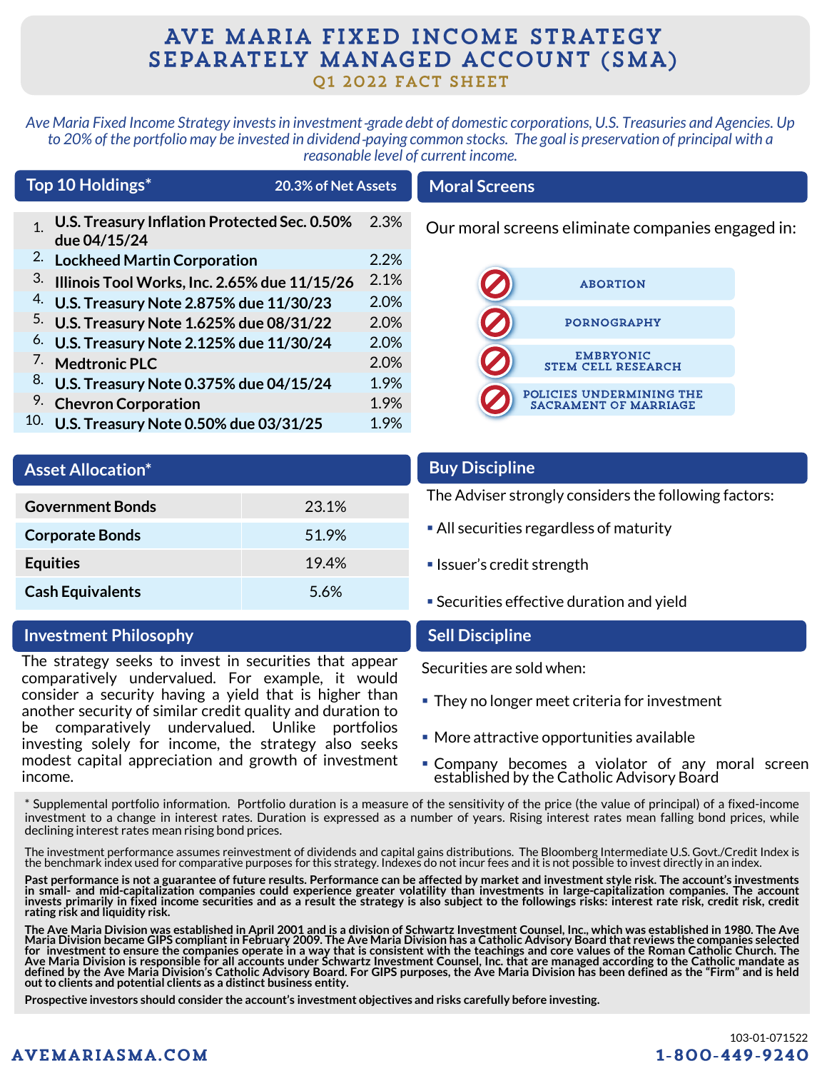# AVE MARIA FIXED INCOME STRATEGY SEPARATELY MANAGED ACCOUNT (SMA)

### Q1 2022 FACT SHEET

*Ave Maria Fixed Income Strategy invests in investment-grade debt of domestic corporations, U.S. Treasuries and Agencies. Up to 20% of the portfolio may be invested in dividend-paying common stocks. The goal is preservation of principal with a reasonable level of current income.*

## Top 10 Holdings*

20.3% of Net Assets

| # | Holding | % |
|---|---|---|
| 1. | **U.S. Treasury Inflation Protected Sec. 0.50% due 04/15/24** | 2.3% |
| 2. | **Lockheed Martin Corporation** | 2.2% |
| 3. | **Illinois Tool Works, Inc. 2.65% due 11/15/26** | 2.1% |
| 4. | **U.S. Treasury Note 2.875% due 11/30/23** | 2.0% |
| 5. | **U.S. Treasury Note 1.625% due 08/31/22** | 2.0% |
| 6. | **U.S. Treasury Note 2.125% due 11/30/24** | 2.0% |
| 7. | **Medtronic PLC** | 2.0% |
| 8. | **U.S. Treasury Note 0.375% due 04/15/24** | 1.9% |
| 9. | **Chevron Corporation** | 1.9% |
| 10. | **U.S. Treasury Note 0.50% due 03/31/25** | 1.9% |

## Moral Screens

Our moral screens eliminate companies engaged in:

- ABORTION
- PORNOGRAPHY
- EMBRYONIC STEM CELL RESEARCH
- POLICIES UNDERMINING THE SACRAMENT OF MARRIAGE

## Asset Allocation*

| Asset | % |
|---|---|
| **Government Bonds** | 23.1% |
| **Corporate Bonds** | 51.9% |
| **Equities** | 19.4% |
| **Cash Equivalents** | 5.6% |

## Buy Discipline

The Adviser strongly considers the following factors:

- All securities regardless of maturity
- Issuer's credit strength
- Securities effective duration and yield

## Investment Philosophy

The strategy seeks to invest in securities that appear comparatively undervalued. For example, it would consider a security having a yield that is higher than another security of similar credit quality and duration to be comparatively undervalued. Unlike portfolios investing solely for income, the strategy also seeks modest capital appreciation and growth of investment income.

## Sell Discipline

Securities are sold when:

- They no longer meet criteria for investment
- More attractive opportunities available
- Company becomes a violator of any moral screen established by the Catholic Advisory Board

* Supplemental portfolio information. Portfolio duration is a measure of the sensitivity of the price (the value of principal) of a fixed-income investment to a change in interest rates. Duration is expressed as a number of years. Rising interest rates mean falling bond prices, while declining interest rates mean rising bond prices.

The investment performance assumes reinvestment of dividends and capital gains distributions. The Bloomberg Intermediate U.S. Govt./Credit Index is the benchmark index used for comparative purposes for this strategy. Indexes do not incur fees and it is not possible to invest directly in an index.

**Past performance is not a guarantee of future results. Performance can be affected by market and investment style risk. The account's investments in small- and mid-capitalization companies could experience greater volatility than investments in large-capitalization companies. The account invests primarily in fixed income securities and as a result the strategy is also subject to the followings risks: interest rate risk, credit risk, credit rating risk and liquidity risk.**

**The Ave Maria Division was established in April 2001 and is a division of Schwartz Investment Counsel, Inc., which was established in 1980. The Ave Maria Division became GIPS compliant in February 2009. The Ave Maria Division has a Catholic Advisory Board that reviews the companies selected for investment to ensure the companies operate in a way that is consistent with the teachings and core values of the Roman Catholic Church. The Ave Maria Division is responsible for all accounts under Schwartz Investment Counsel, Inc. that are managed according to the Catholic mandate as defined by the Ave Maria Division's Catholic Advisory Board. For GIPS purposes, the Ave Maria Division has been defined as the "Firm" and is held out to clients and potential clients as a distinct business entity.**

**Prospective investors should consider the account's investment objectives and risks carefully before investing.**

103-01-071522

AVEMARIASMA.COM

1-800-449-9240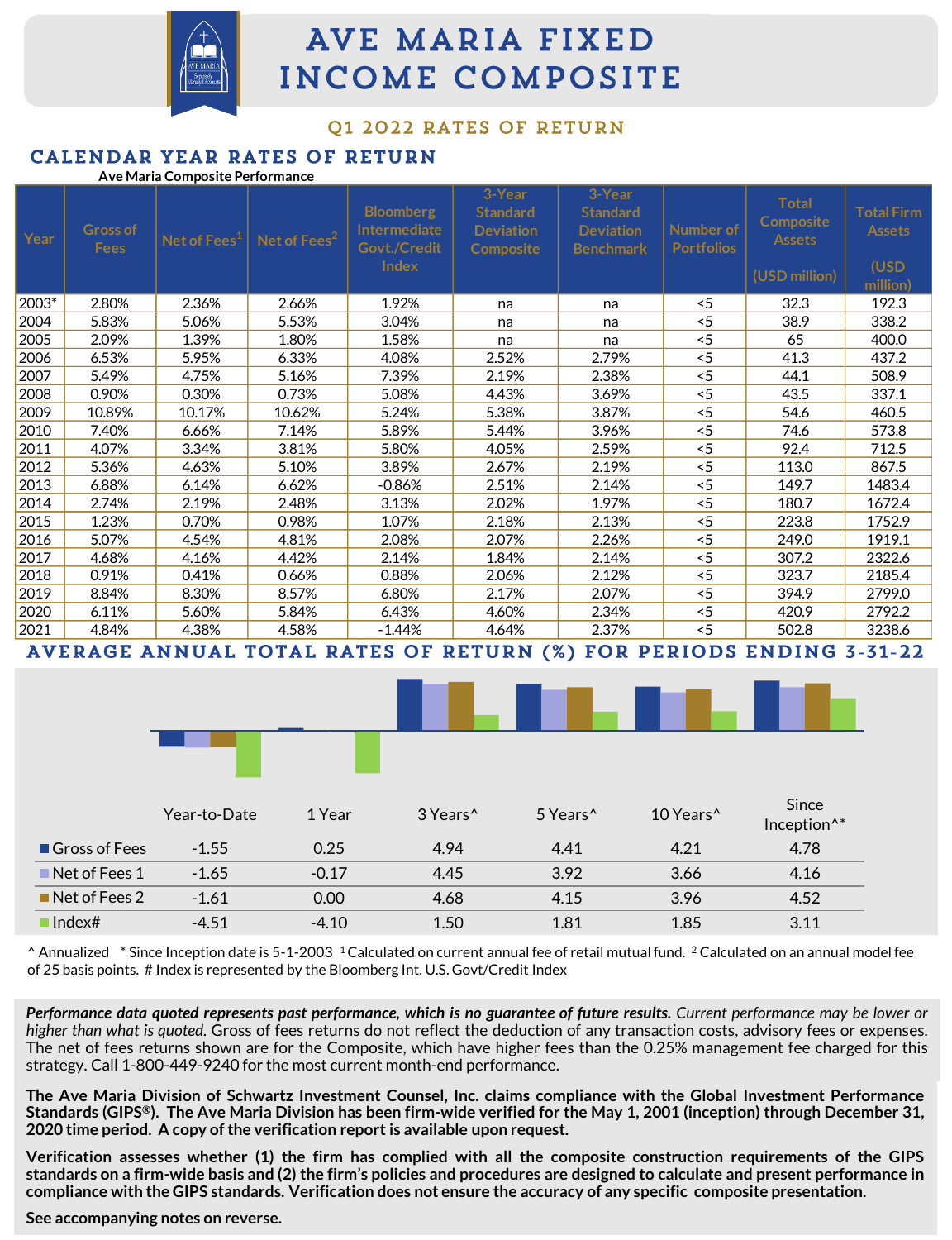# AVE MARIA FIXED INCOME COMPOSITE

## Q1 2022 RATES OF RETURN

## CALENDAR YEAR RATES OF RETURN

Ave Maria Composite Performance

| Year | Gross of Fees | Net of Fees[1] | Net of Fees[2] | Bloomberg Intermediate Govt./Credit Index | 3-Year Standard Deviation Composite | 3-Year Standard Deviation Benchmark | Number of Portfolios | Total Composite Assets (USD million) | Total Firm Assets (USD million) |
|---|---|---|---|---|---|---|---|---|---|
| 2003* | 2.80% | 2.36% | 2.66% | 1.92% | na | na | <5 | 32.3 | 192.3 |
| 2004 | 5.83% | 5.06% | 5.53% | 3.04% | na | na | <5 | 38.9 | 338.2 |
| 2005 | 2.09% | 1.39% | 1.80% | 1.58% | na | na | <5 | 65 | 400.0 |
| 2006 | 6.53% | 5.95% | 6.33% | 4.08% | 2.52% | 2.79% | <5 | 41.3 | 437.2 |
| 2007 | 5.49% | 4.75% | 5.16% | 7.39% | 2.19% | 2.38% | <5 | 44.1 | 508.9 |
| 2008 | 0.90% | 0.30% | 0.73% | 5.08% | 4.43% | 3.69% | <5 | 43.5 | 337.1 |
| 2009 | 10.89% | 10.17% | 10.62% | 5.24% | 5.38% | 3.87% | <5 | 54.6 | 460.5 |
| 2010 | 7.40% | 6.66% | 7.14% | 5.89% | 5.44% | 3.96% | <5 | 74.6 | 573.8 |
| 2011 | 4.07% | 3.34% | 3.81% | 5.80% | 4.05% | 2.59% | <5 | 92.4 | 712.5 |
| 2012 | 5.36% | 4.63% | 5.10% | 3.89% | 2.67% | 2.19% | <5 | 113.0 | 867.5 |
| 2013 | 6.88% | 6.14% | 6.62% | -0.86% | 2.51% | 2.14% | <5 | 149.7 | 1483.4 |
| 2014 | 2.74% | 2.19% | 2.48% | 3.13% | 2.02% | 1.97% | <5 | 180.7 | 1672.4 |
| 2015 | 1.23% | 0.70% | 0.98% | 1.07% | 2.18% | 2.13% | <5 | 223.8 | 1752.9 |
| 2016 | 5.07% | 4.54% | 4.81% | 2.08% | 2.07% | 2.26% | <5 | 249.0 | 1919.1 |
| 2017 | 4.68% | 4.16% | 4.42% | 2.14% | 1.84% | 2.14% | <5 | 307.2 | 2322.6 |
| 2018 | 0.91% | 0.41% | 0.66% | 0.88% | 2.06% | 2.12% | <5 | 323.7 | 2185.4 |
| 2019 | 8.84% | 8.30% | 8.57% | 6.80% | 2.17% | 2.07% | <5 | 394.9 | 2799.0 |
| 2020 | 6.11% | 5.60% | 5.84% | 6.43% | 4.60% | 2.34% | <5 | 420.9 | 2792.2 |
| 2021 | 4.84% | 4.38% | 4.58% | -1.44% | 4.64% | 2.37% | <5 | 502.8 | 3238.6 |

## AVERAGE ANNUAL TOTAL RATES OF RETURN (%) FOR PERIODS ENDING 3-31-22

| | Year-to-Date | 1 Year | 3 Years^ | 5 Years^ | 10 Years^ | Since Inception^* |
|---|---|---|---|---|---|---|
| Gross of Fees | -1.55 | 0.25 | 4.94 | 4.41 | 4.21 | 4.78 |
| Net of Fees 1 | -1.65 | -0.17 | 4.45 | 3.92 | 3.66 | 4.16 |
| Net of Fees 2 | -1.61 | 0.00 | 4.68 | 4.15 | 3.96 | 4.52 |
| Index# | -4.51 | -4.10 | 1.50 | 1.81 | 1.85 | 3.11 |

^ Annualized  * Since Inception date is 5-1-2003  [1] Calculated on current annual fee of retail mutual fund.  [2] Calculated on an annual model fee of 25 basis points.  # Index is represented by the Bloomberg Int. U.S. Govt/Credit Index

***Performance data quoted represents past performance, which is no guarantee of future results.*** *Current performance may be lower or higher than what is quoted.* Gross of fees returns do not reflect the deduction of any transaction costs, advisory fees or expenses. The net of fees returns shown are for the Composite, which have higher fees than the 0.25% management fee charged for this strategy. Call 1-800-449-9240 for the most current month-end performance.

**The Ave Maria Division of Schwartz Investment Counsel, Inc. claims compliance with the Global Investment Performance Standards (GIPS®). The Ave Maria Division has been firm-wide verified for the May 1, 2001 (inception) through December 31, 2020 time period. A copy of the verification report is available upon request.**

**Verification assesses whether (1) the firm has complied with all the composite construction requirements of the GIPS standards on a firm-wide basis and (2) the firm's policies and procedures are designed to calculate and present performance in compliance with the GIPS standards. Verification does not ensure the accuracy of any specific composite presentation.**

**See accompanying notes on reverse.**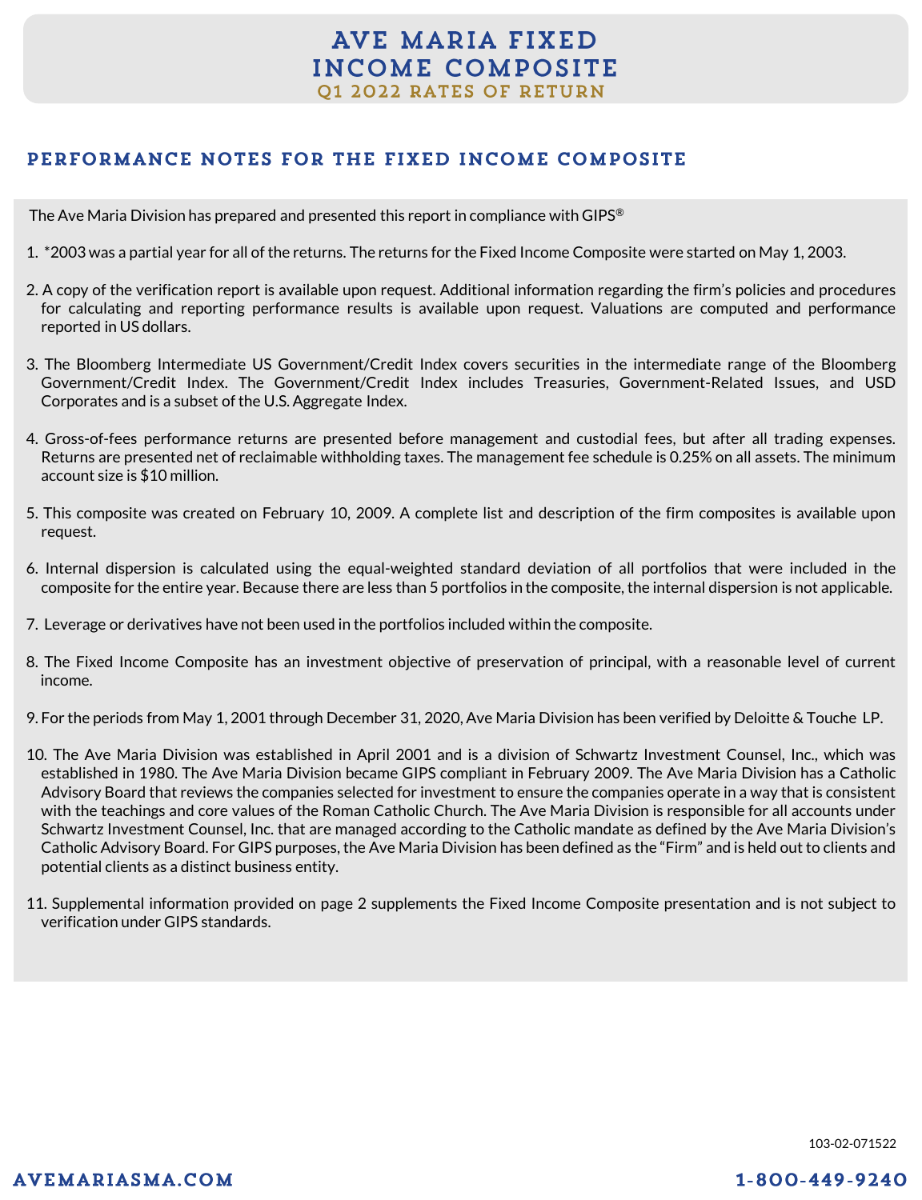# AVE MARIA FIXED INCOME COMPOSITE

## Q1 2022 RATES OF RETURN

## PERFORMANCE NOTES FOR THE FIXED INCOME COMPOSITE

The Ave Maria Division has prepared and presented this report in compliance with GIPS®

1. *2003 was a partial year for all of the returns. The returns for the Fixed Income Composite were started on May 1, 2003.

2. A copy of the verification report is available upon request. Additional information regarding the firm's policies and procedures for calculating and reporting performance results is available upon request. Valuations are computed and performance reported in US dollars.

3. The Bloomberg Intermediate US Government/Credit Index covers securities in the intermediate range of the Bloomberg Government/Credit Index. The Government/Credit Index includes Treasuries, Government-Related Issues, and USD Corporates and is a subset of the U.S. Aggregate Index.

4. Gross-of-fees performance returns are presented before management and custodial fees, but after all trading expenses. Returns are presented net of reclaimable withholding taxes. The management fee schedule is 0.25% on all assets. The minimum account size is $10 million.

5. This composite was created on February 10, 2009. A complete list and description of the firm composites is available upon request.

6. Internal dispersion is calculated using the equal-weighted standard deviation of all portfolios that were included in the composite for the entire year. Because there are less than 5 portfolios in the composite, the internal dispersion is not applicable.

7. Leverage or derivatives have not been used in the portfolios included within the composite.

8. The Fixed Income Composite has an investment objective of preservation of principal, with a reasonable level of current income.

9. For the periods from May 1, 2001 through December 31, 2020, Ave Maria Division has been verified by Deloitte & Touche LP.

10. The Ave Maria Division was established in April 2001 and is a division of Schwartz Investment Counsel, Inc., which was established in 1980. The Ave Maria Division became GIPS compliant in February 2009. The Ave Maria Division has a Catholic Advisory Board that reviews the companies selected for investment to ensure the companies operate in a way that is consistent with the teachings and core values of the Roman Catholic Church. The Ave Maria Division is responsible for all accounts under Schwartz Investment Counsel, Inc. that are managed according to the Catholic mandate as defined by the Ave Maria Division's Catholic Advisory Board. For GIPS purposes, the Ave Maria Division has been defined as the "Firm" and is held out to clients and potential clients as a distinct business entity.

11. Supplemental information provided on page 2 supplements the Fixed Income Composite presentation and is not subject to verification under GIPS standards.

103-02-071522

AVEMARIASMA.COM

1-800-449-9240